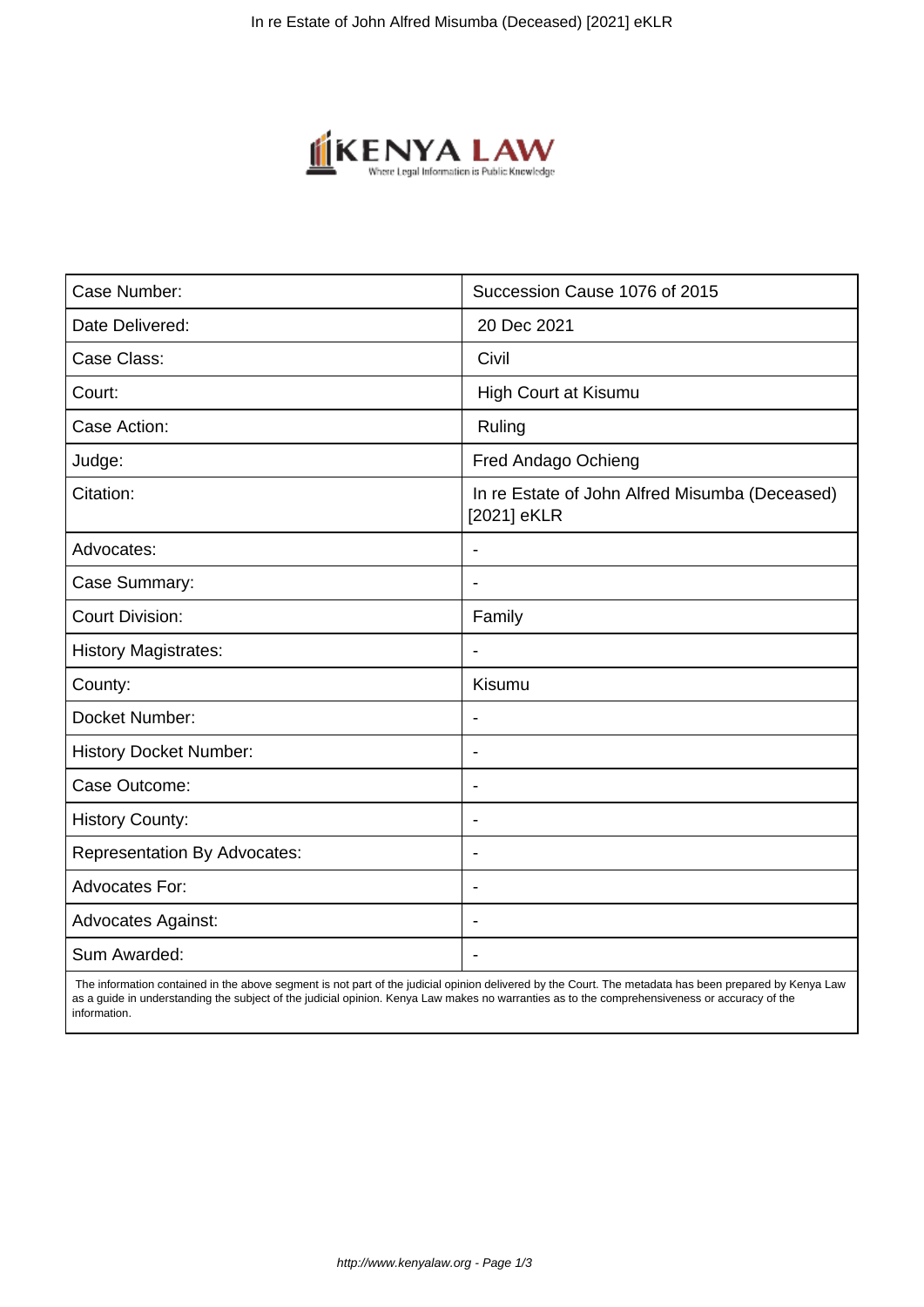| Case Number: | Succession Cause 1076 of 2015 |
|---|---|
| Date Delivered: | 20 Dec 2021 |
| Case Class: | Civil |
| Court: | High Court at Kisumu |
| Case Action: | Ruling |
| Judge: | Fred Andago Ochieng |
| Citation: | In re Estate of John Alfred Misumba (Deceased) [2021] eKLR |
| Advocates: | - |
| Case Summary: | - |
| Court Division: | Family |
| History Magistrates: | - |
| County: | Kisumu |
| Docket Number: | - |
| History Docket Number: | - |
| Case Outcome: | - |
| History County: | - |
| Representation By Advocates: | - |
| Advocates For: | - |
| Advocates Against: | - |
| Sum Awarded: | - |

The information contained in the above segment is not part of the judicial opinion delivered by the Court. The metadata has been prepared by Kenya Law as a guide in understanding the subject of the judicial opinion. Kenya Law makes no warranties as to the comprehensiveness or accuracy of the information.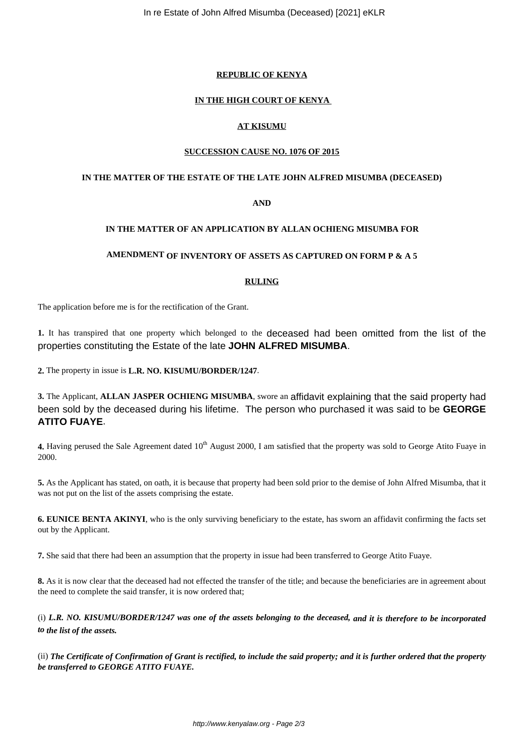**REPUBLIC OF KENYA**

**IN THE HIGH COURT OF KENYA**

**AT KISUMU**

**SUCCESSION CAUSE NO. 1076 OF 2015**

**IN THE MATTER OF THE ESTATE OF THE LATE JOHN ALFRED MISUMBA (DECEASED)**

**AND**

**IN THE MATTER OF AN APPLICATION BY ALLAN OCHIENG MISUMBA FOR**

**AMENDMENT OF INVENTORY OF ASSETS AS CAPTURED ON FORM P & A 5**

**RULING**

The application before me is for the rectification of the Grant.

**1.** It has transpired that one property which belonged to the deceased had been omitted from the list of the properties constituting the Estate of the late **JOHN ALFRED MISUMBA**.

**2.** The property in issue is **L.R. NO. KISUMU/BORDER/1247**.

**3.** The Applicant, **ALLAN JASPER OCHIENG MISUMBA**, swore an affidavit explaining that the said property had been sold by the deceased during his lifetime. The person who purchased it was said to be **GEORGE ATITO FUAYE**.

**4.** Having perused the Sale Agreement dated 10th August 2000, I am satisfied that the property was sold to George Atito Fuaye in 2000.

**5.** As the Applicant has stated, on oath, it is because that property had been sold prior to the demise of John Alfred Misumba, that it was not put on the list of the assets comprising the estate.

**6. EUNICE BENTA AKINYI**, who is the only surviving beneficiary to the estate, has sworn an affidavit confirming the facts set out by the Applicant.

**7.** She said that there had been an assumption that the property in issue had been transferred to George Atito Fuaye.

**8.** As it is now clear that the deceased had not effected the transfer of the title; and because the beneficiaries are in agreement about the need to complete the said transfer, it is now ordered that;

(i) ***L.R. NO. KISUMU/BORDER/1247 was one of the assets belonging to the deceased, and it is therefore to be incorporated to the list of the assets.***

(ii) ***The Certificate of Confirmation of Grant is rectified, to include the said property; and it is further ordered that the property be transferred to GEORGE ATITO FUAYE.***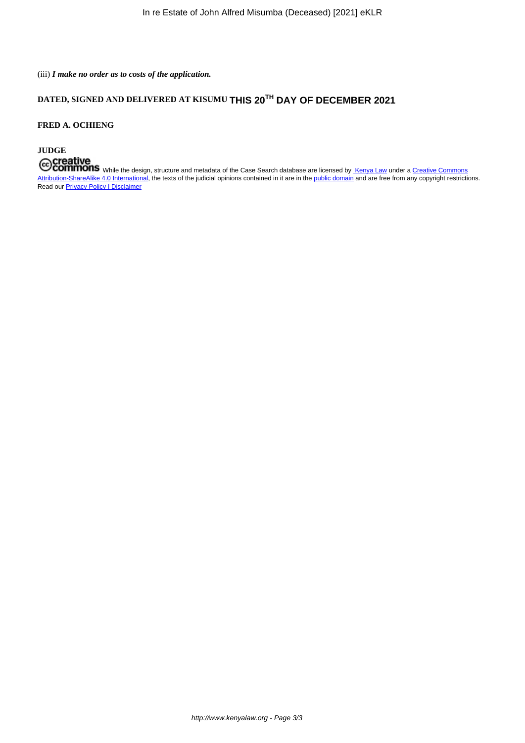(iii) ***I make no order as to costs of the application.***

**DATED, SIGNED AND DELIVERED AT KISUMU THIS 20TH DAY OF DECEMBER 2021**

**FRED A. OCHIENG**

**JUDGE**

While the design, structure and metadata of the Case Search database are licensed by Kenya Law under a Creative Commons Attribution-ShareAlike 4.0 International, the texts of the judicial opinions contained in it are in the public domain and are free from any copyright restrictions. Read our Privacy Policy | Disclaimer